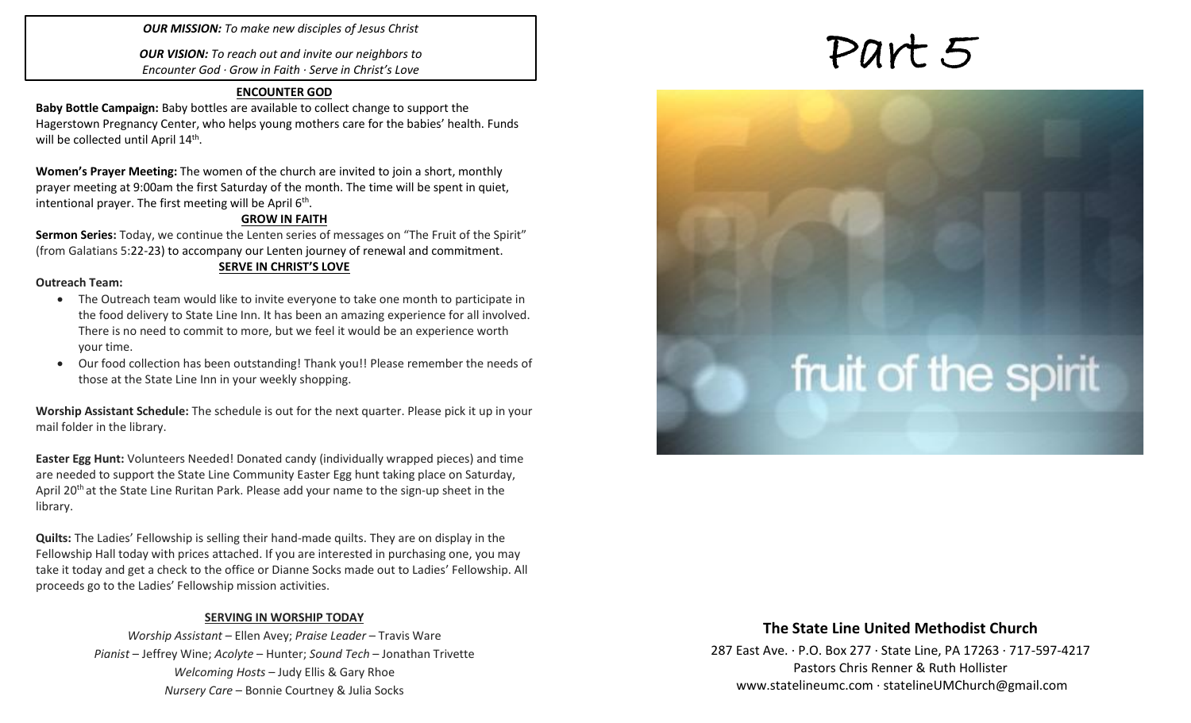***OUR MISSION:*** *To make new disciples of Jesus Christ*

***OUR VISION:*** *To reach out and invite our neighbors to Encounter God · Grow in Faith · Serve in Christ's Love*

## ENCOUNTER GOD

**Baby Bottle Campaign:** Baby bottles are available to collect change to support the Hagerstown Pregnancy Center, who helps young mothers care for the babies' health. Funds will be collected until April 14th.

**Women's Prayer Meeting:** The women of the church are invited to join a short, monthly prayer meeting at 9:00am the first Saturday of the month. The time will be spent in quiet, intentional prayer. The first meeting will be April 6th.

## GROW IN FAITH

**Sermon Series:** Today, we continue the Lenten series of messages on "The Fruit of the Spirit" (from Galatians 5:22-23) to accompany our Lenten journey of renewal and commitment.

## SERVE IN CHRIST'S LOVE

**Outreach Team:**

- The Outreach team would like to invite everyone to take one month to participate in the food delivery to State Line Inn. It has been an amazing experience for all involved. There is no need to commit to more, but we feel it would be an experience worth your time.
- Our food collection has been outstanding! Thank you!! Please remember the needs of those at the State Line Inn in your weekly shopping.

**Worship Assistant Schedule:** The schedule is out for the next quarter. Please pick it up in your mail folder in the library.

**Easter Egg Hunt:** Volunteers Needed! Donated candy (individually wrapped pieces) and time are needed to support the State Line Community Easter Egg hunt taking place on Saturday, April 20th at the State Line Ruritan Park. Please add your name to the sign-up sheet in the library.

**Quilts:** The Ladies' Fellowship is selling their hand-made quilts. They are on display in the Fellowship Hall today with prices attached. If you are interested in purchasing one, you may take it today and get a check to the office or Dianne Socks made out to Ladies' Fellowship. All proceeds go to the Ladies' Fellowship mission activities.

## SERVING IN WORSHIP TODAY

*Worship Assistant* – Ellen Avey; *Praise Leader* – Travis Ware
*Pianist* – Jeffrey Wine; *Acolyte* – Hunter; *Sound Tech* – Jonathan Trivette
*Welcoming Hosts* – Judy Ellis & Gary Rhoe
*Nursery Care* – Bonnie Courtney & Julia Socks

# Part 5

fruit of the spirit

## The State Line United Methodist Church

287 East Ave. · P.O. Box 277 · State Line, PA 17263 · 717-597-4217
Pastors Chris Renner & Ruth Hollister
www.statelineumc.com · statelineUMChurch@gmail.com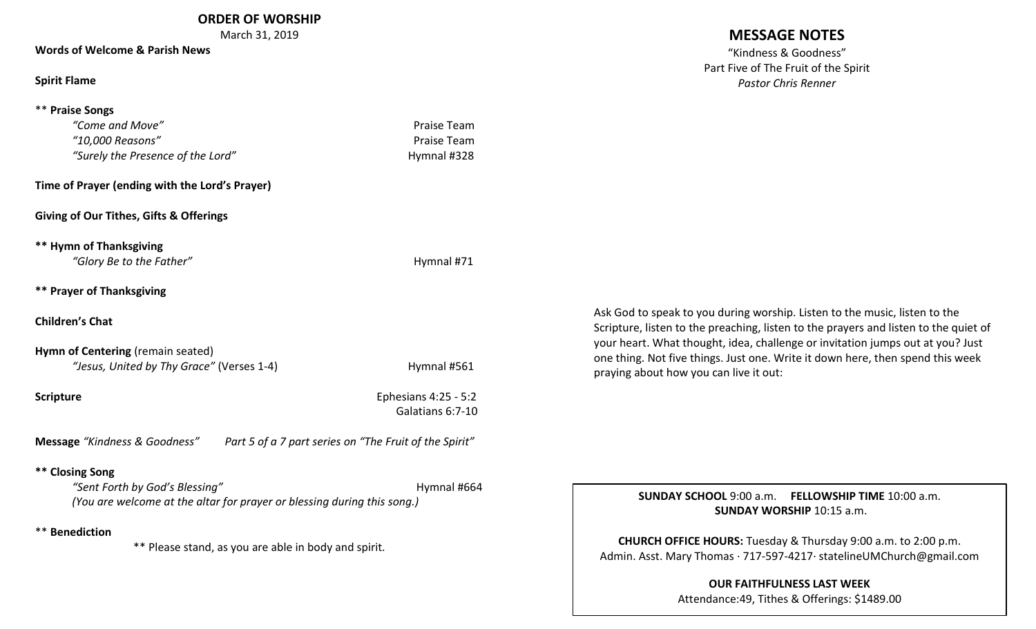## ORDER OF WORSHIP

March 31, 2019

**Words of Welcome & Parish News**

**Spirit Flame**

\*\* **Praise Songs**

| | |
|---|---|
| *"Come and Move"* | Praise Team |
| *"10,000 Reasons"* | Praise Team |
| *"Surely the Presence of the Lord"* | Hymnal #328 |

**Time of Prayer (ending with the Lord's Prayer)**

**Giving of Our Tithes, Gifts & Offerings**

**\*\* Hymn of Thanksgiving**

*"Glory Be to the Father"* — Hymnal #71

**\*\* Prayer of Thanksgiving**

**Children's Chat**

**Hymn of Centering** (remain seated)

*"Jesus, United by Thy Grace"* (Verses 1-4) — Hymnal #561

**Scripture** — Ephesians 4:25 - 5:2
Galatians 6:7-10

**Message** *"Kindness & Goodness"* *Part 5 of a 7 part series on "The Fruit of the Spirit"*

**\*\* Closing Song**

*"Sent Forth by God's Blessing"* — Hymnal #664

*(You are welcome at the altar for prayer or blessing during this song.)*

\*\* **Benediction**

\*\* Please stand, as you are able in body and spirit.

## MESSAGE NOTES

"Kindness & Goodness"
Part Five of The Fruit of the Spirit
*Pastor Chris Renner*

Ask God to speak to you during worship. Listen to the music, listen to the Scripture, listen to the preaching, listen to the prayers and listen to the quiet of your heart. What thought, idea, challenge or invitation jumps out at you? Just one thing. Not five things. Just one. Write it down here, then spend this week praying about how you can live it out:

**SUNDAY SCHOOL** 9:00 a.m. **FELLOWSHIP TIME** 10:00 a.m.
**SUNDAY WORSHIP** 10:15 a.m.

**CHURCH OFFICE HOURS:** Tuesday & Thursday 9:00 a.m. to 2:00 p.m.
Admin. Asst. Mary Thomas · 717-597-4217· statelineUMChurch@gmail.com

**OUR FAITHFULNESS LAST WEEK**
Attendance:49, Tithes & Offerings: $1489.00